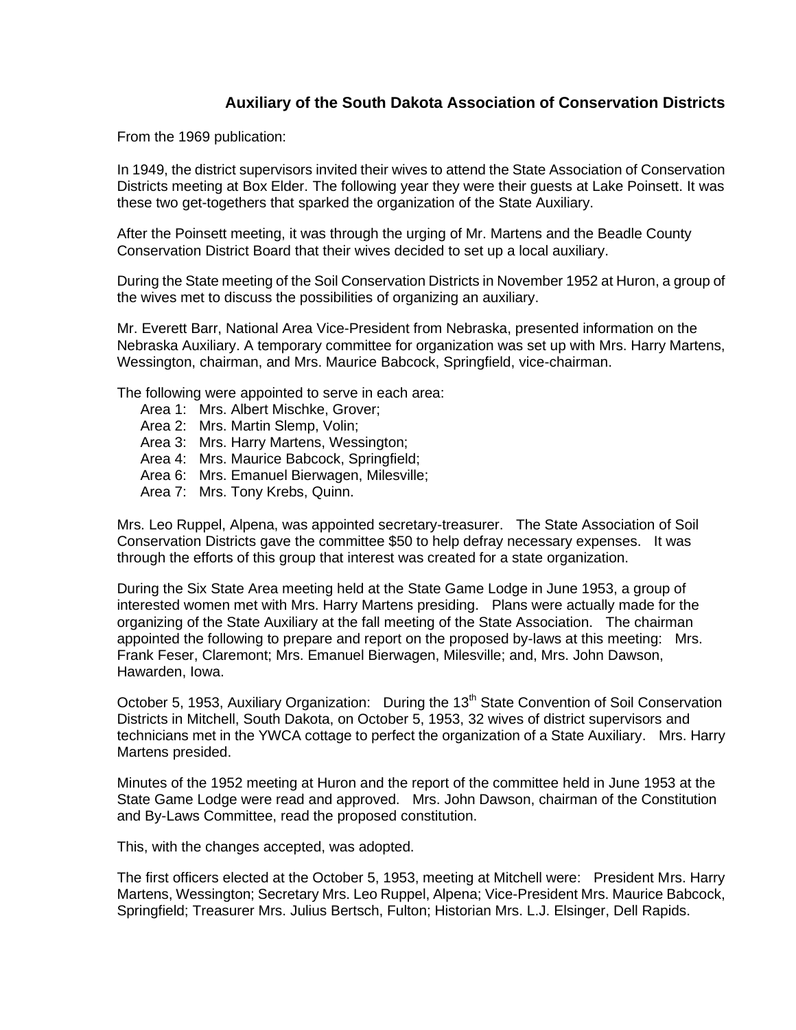## Auxiliary of the South Dakota Association of Conservation Districts

From the 1969 publication:

In 1949, the district supervisors invited their wives to attend the State Association of Conservation Districts meeting at Box Elder. The following year they were their guests at Lake Poinsett. It was these two get-togethers that sparked the organization of the State Auxiliary.

After the Poinsett meeting, it was through the urging of Mr. Martens and the Beadle County Conservation District Board that their wives decided to set up a local auxiliary.

During the State meeting of the Soil Conservation Districts in November 1952 at Huron, a group of the wives met to discuss the possibilities of organizing an auxiliary.

Mr. Everett Barr, National Area Vice-President from Nebraska, presented information on the Nebraska Auxiliary. A temporary committee for organization was set up with Mrs. Harry Martens, Wessington, chairman, and Mrs. Maurice Babcock, Springfield, vice-chairman.

The following were appointed to serve in each area:

- Area 1: Mrs. Albert Mischke, Grover;
- Area 2: Mrs. Martin Slemp, Volin;
- Area 3: Mrs. Harry Martens, Wessington;
- Area 4: Mrs. Maurice Babcock, Springfield;
- Area 6: Mrs. Emanuel Bierwagen, Milesville;
- Area 7: Mrs. Tony Krebs, Quinn.

Mrs. Leo Ruppel, Alpena, was appointed secretary-treasurer. The State Association of Soil Conservation Districts gave the committee $50 to help defray necessary expenses. It was through the efforts of this group that interest was created for a state organization.

During the Six State Area meeting held at the State Game Lodge in June 1953, a group of interested women met with Mrs. Harry Martens presiding. Plans were actually made for the organizing of the State Auxiliary at the fall meeting of the State Association. The chairman appointed the following to prepare and report on the proposed by-laws at this meeting: Mrs. Frank Feser, Claremont; Mrs. Emanuel Bierwagen, Milesville; and, Mrs. John Dawson, Hawarden, Iowa.

October 5, 1953, Auxiliary Organization: During the 13th State Convention of Soil Conservation Districts in Mitchell, South Dakota, on October 5, 1953, 32 wives of district supervisors and technicians met in the YWCA cottage to perfect the organization of a State Auxiliary. Mrs. Harry Martens presided.

Minutes of the 1952 meeting at Huron and the report of the committee held in June 1953 at the State Game Lodge were read and approved. Mrs. John Dawson, chairman of the Constitution and By-Laws Committee, read the proposed constitution.

This, with the changes accepted, was adopted.

The first officers elected at the October 5, 1953, meeting at Mitchell were: President Mrs. Harry Martens, Wessington; Secretary Mrs. Leo Ruppel, Alpena; Vice-President Mrs. Maurice Babcock, Springfield; Treasurer Mrs. Julius Bertsch, Fulton; Historian Mrs. L.J. Elsinger, Dell Rapids.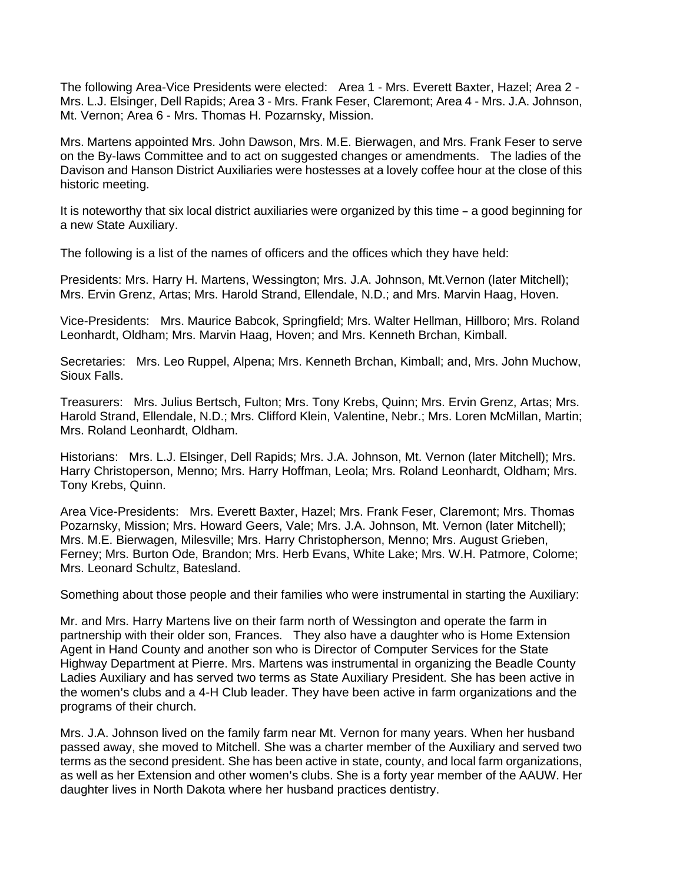The following Area-Vice Presidents were elected: Area 1 - Mrs. Everett Baxter, Hazel; Area 2 - Mrs. L.J. Elsinger, Dell Rapids; Area 3 - Mrs. Frank Feser, Claremont; Area 4 - Mrs. J.A. Johnson, Mt. Vernon; Area 6 - Mrs. Thomas H. Pozarnsky, Mission.

Mrs. Martens appointed Mrs. John Dawson, Mrs. M.E. Bierwagen, and Mrs. Frank Feser to serve on the By-laws Committee and to act on suggested changes or amendments. The ladies of the Davison and Hanson District Auxiliaries were hostesses at a lovely coffee hour at the close of this historic meeting.

It is noteworthy that six local district auxiliaries were organized by this time – a good beginning for a new State Auxiliary.

The following is a list of the names of officers and the offices which they have held:

Presidents: Mrs. Harry H. Martens, Wessington; Mrs. J.A. Johnson, Mt.Vernon (later Mitchell); Mrs. Ervin Grenz, Artas; Mrs. Harold Strand, Ellendale, N.D.; and Mrs. Marvin Haag, Hoven.

Vice-Presidents: Mrs. Maurice Babcok, Springfield; Mrs. Walter Hellman, Hillboro; Mrs. Roland Leonhardt, Oldham; Mrs. Marvin Haag, Hoven; and Mrs. Kenneth Brchan, Kimball.

Secretaries: Mrs. Leo Ruppel, Alpena; Mrs. Kenneth Brchan, Kimball; and, Mrs. John Muchow, Sioux Falls.

Treasurers: Mrs. Julius Bertsch, Fulton; Mrs. Tony Krebs, Quinn; Mrs. Ervin Grenz, Artas; Mrs. Harold Strand, Ellendale, N.D.; Mrs. Clifford Klein, Valentine, Nebr.; Mrs. Loren McMillan, Martin; Mrs. Roland Leonhardt, Oldham.

Historians: Mrs. L.J. Elsinger, Dell Rapids; Mrs. J.A. Johnson, Mt. Vernon (later Mitchell); Mrs. Harry Christoperson, Menno; Mrs. Harry Hoffman, Leola; Mrs. Roland Leonhardt, Oldham; Mrs. Tony Krebs, Quinn.

Area Vice-Presidents: Mrs. Everett Baxter, Hazel; Mrs. Frank Feser, Claremont; Mrs. Thomas Pozarnsky, Mission; Mrs. Howard Geers, Vale; Mrs. J.A. Johnson, Mt. Vernon (later Mitchell); Mrs. M.E. Bierwagen, Milesville; Mrs. Harry Christopherson, Menno; Mrs. August Grieben, Ferney; Mrs. Burton Ode, Brandon; Mrs. Herb Evans, White Lake; Mrs. W.H. Patmore, Colome; Mrs. Leonard Schultz, Batesland.

Something about those people and their families who were instrumental in starting the Auxiliary:

Mr. and Mrs. Harry Martens live on their farm north of Wessington and operate the farm in partnership with their older son, Frances. They also have a daughter who is Home Extension Agent in Hand County and another son who is Director of Computer Services for the State Highway Department at Pierre. Mrs. Martens was instrumental in organizing the Beadle County Ladies Auxiliary and has served two terms as State Auxiliary President. She has been active in the women's clubs and a 4-H Club leader. They have been active in farm organizations and the programs of their church.

Mrs. J.A. Johnson lived on the family farm near Mt. Vernon for many years. When her husband passed away, she moved to Mitchell. She was a charter member of the Auxiliary and served two terms as the second president. She has been active in state, county, and local farm organizations, as well as her Extension and other women's clubs. She is a forty year member of the AAUW. Her daughter lives in North Dakota where her husband practices dentistry.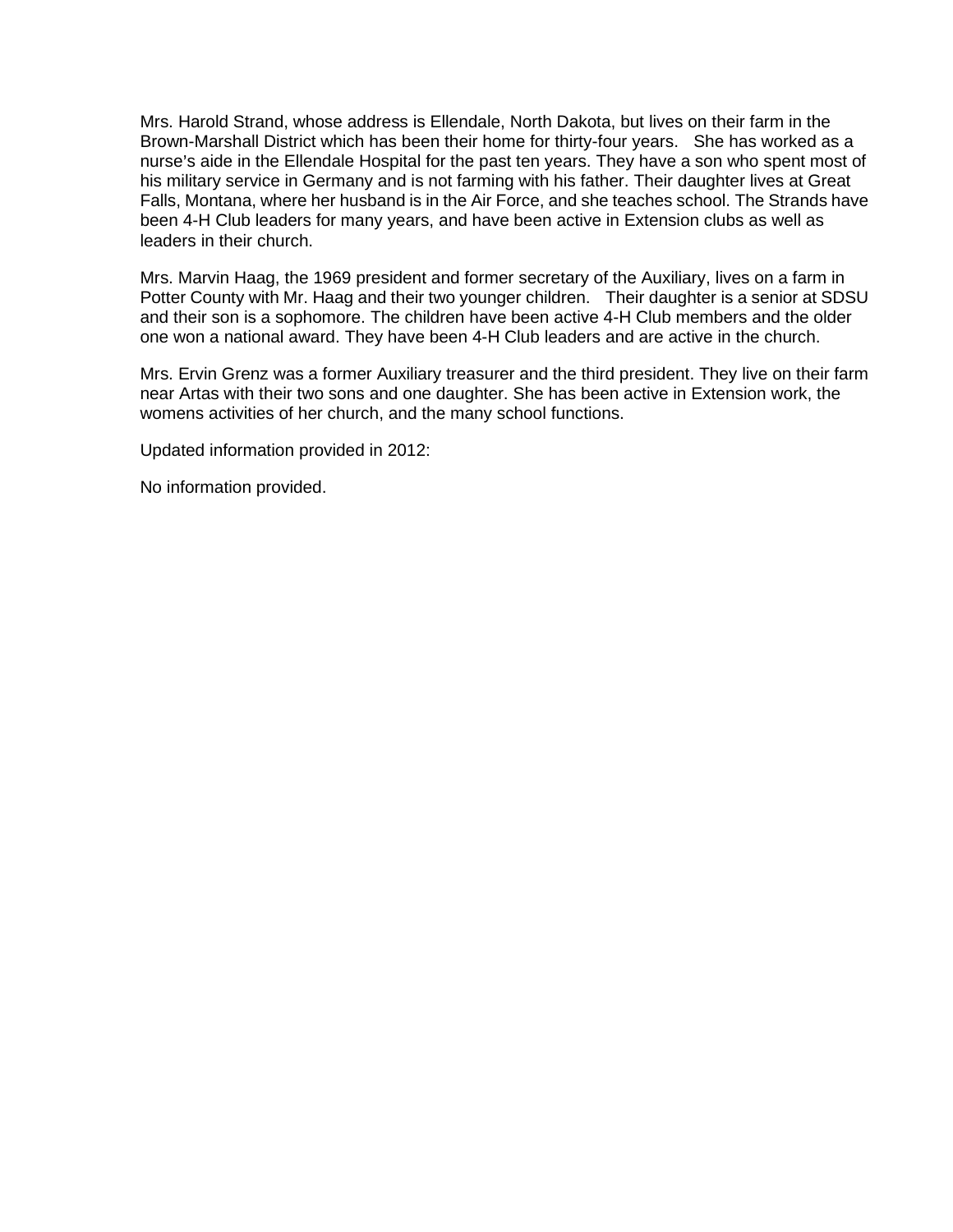Mrs. Harold Strand, whose address is Ellendale, North Dakota, but lives on their farm in the Brown-Marshall District which has been their home for thirty-four years. She has worked as a nurse's aide in the Ellendale Hospital for the past ten years. They have a son who spent most of his military service in Germany and is not farming with his father. Their daughter lives at Great Falls, Montana, where her husband is in the Air Force, and she teaches school. The Strands have been 4-H Club leaders for many years, and have been active in Extension clubs as well as leaders in their church.

Mrs. Marvin Haag, the 1969 president and former secretary of the Auxiliary, lives on a farm in Potter County with Mr. Haag and their two younger children. Their daughter is a senior at SDSU and their son is a sophomore. The children have been active 4-H Club members and the older one won a national award. They have been 4-H Club leaders and are active in the church.

Mrs. Ervin Grenz was a former Auxiliary treasurer and the third president. They live on their farm near Artas with their two sons and one daughter. She has been active in Extension work, the womens activities of her church, and the many school functions.

Updated information provided in 2012:

No information provided.